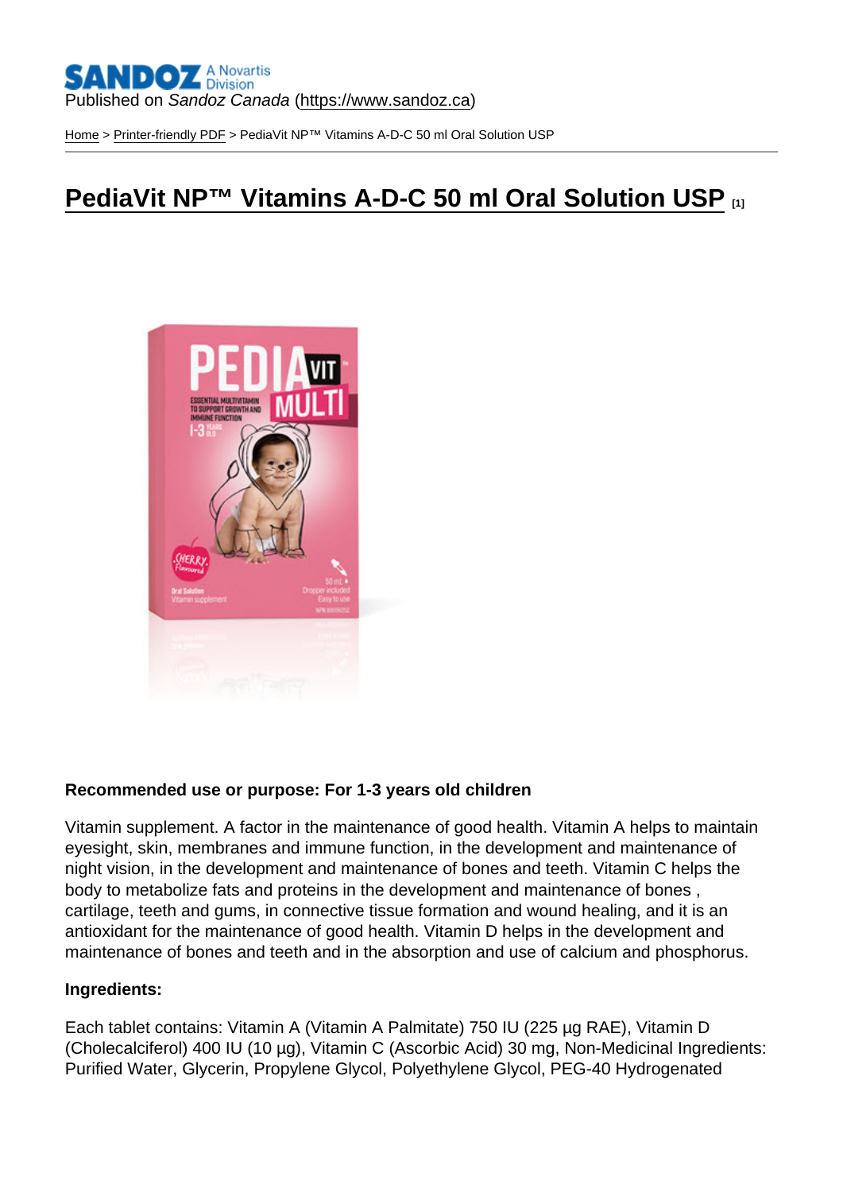Published on *Sandoz Canada* (https://www.sandoz.ca)

Home > Printer-friendly PDF > PediaVit NP™ Vitamins A-D-C 50 ml Oral Solution USP

# PediaVit NP™ Vitamins A-D-C 50 ml Oral Solution USP [1]

**Recommended use or purpose: For 1-3 years old children**

Vitamin supplement. A factor in the maintenance of good health. Vitamin A helps to maintain eyesight, skin, membranes and immune function, in the development and maintenance of night vision, in the development and maintenance of bones and teeth. Vitamin C helps the body to metabolize fats and proteins in the development and maintenance of bones , cartilage, teeth and gums, in connective tissue formation and wound healing, and it is an antioxidant for the maintenance of good health. Vitamin D helps in the development and maintenance of bones and teeth and in the absorption and use of calcium and phosphorus.

**Ingredients:**

Each tablet contains: Vitamin A (Vitamin A Palmitate) 750 IU (225 µg RAE), Vitamin D (Cholecalciferol) 400 IU (10 µg), Vitamin C (Ascorbic Acid) 30 mg, Non-Medicinal Ingredients: Purified Water, Glycerin, Propylene Glycol, Polyethylene Glycol, PEG-40 Hydrogenated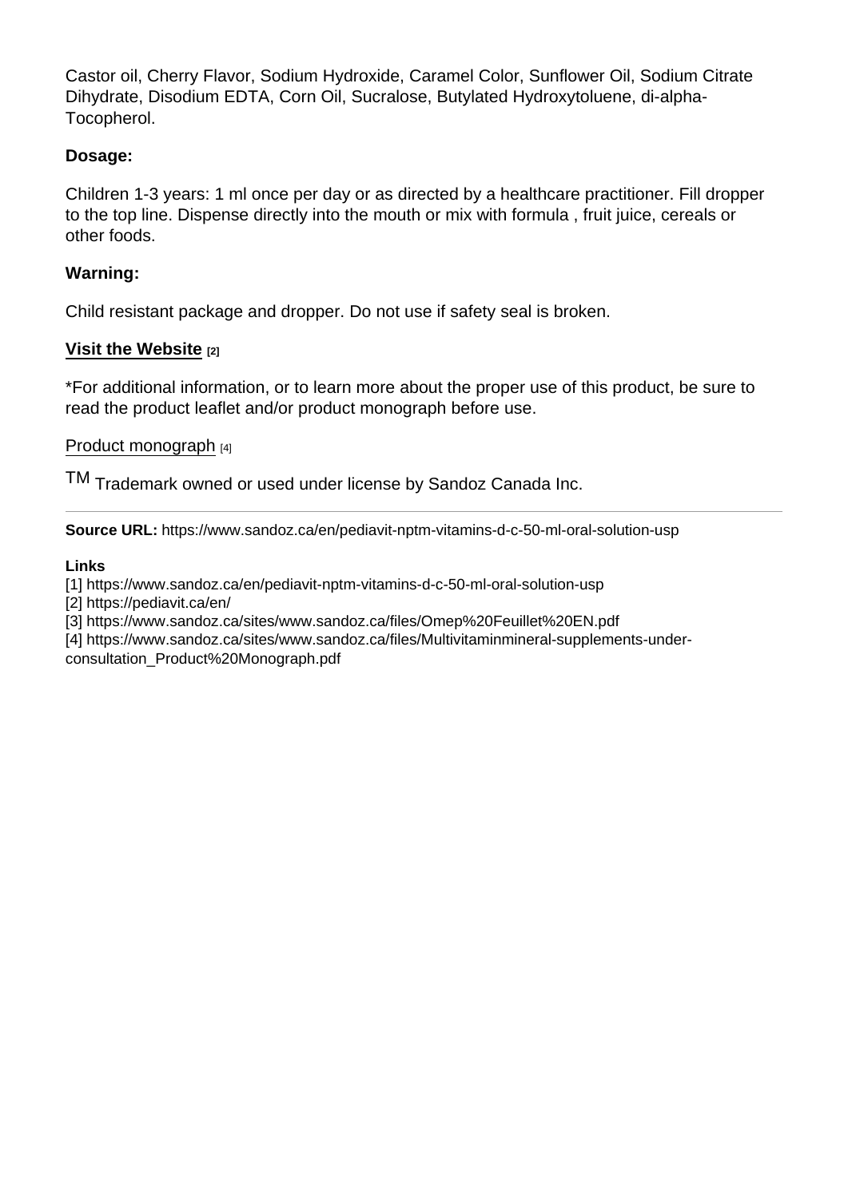Castor oil, Cherry Flavor, Sodium Hydroxide, Caramel Color, Sunflower Oil, Sodium Citrate Dihydrate, Disodium EDTA, Corn Oil, Sucralose, Butylated Hydroxytoluene, di-alpha-Tocopherol.

**Dosage:**

Children 1-3 years: 1 ml once per day or as directed by a healthcare practitioner. Fill dropper to the top line. Dispense directly into the mouth or mix with formula , fruit juice, cereals or other foods.

**Warning:**

Child resistant package and dropper. Do not use if safety seal is broken.

**Visit the Website** [2]

*For additional information, or to learn more about the proper use of this product, be sure to read the product leaflet and/or product monograph before use.

Product monograph [4]

TM Trademark owned or used under license by Sandoz Canada Inc.

---

**Source URL:** https://www.sandoz.ca/en/pediavit-nptm-vitamins-d-c-50-ml-oral-solution-usp

**Links**
[1] https://www.sandoz.ca/en/pediavit-nptm-vitamins-d-c-50-ml-oral-solution-usp
[2] https://pediavit.ca/en/
[3] https://www.sandoz.ca/sites/www.sandoz.ca/files/Omep%20Feuillet%20EN.pdf
[4] https://www.sandoz.ca/sites/www.sandoz.ca/files/Multivitaminmineral-supplements-under-consultation_Product%20Monograph.pdf